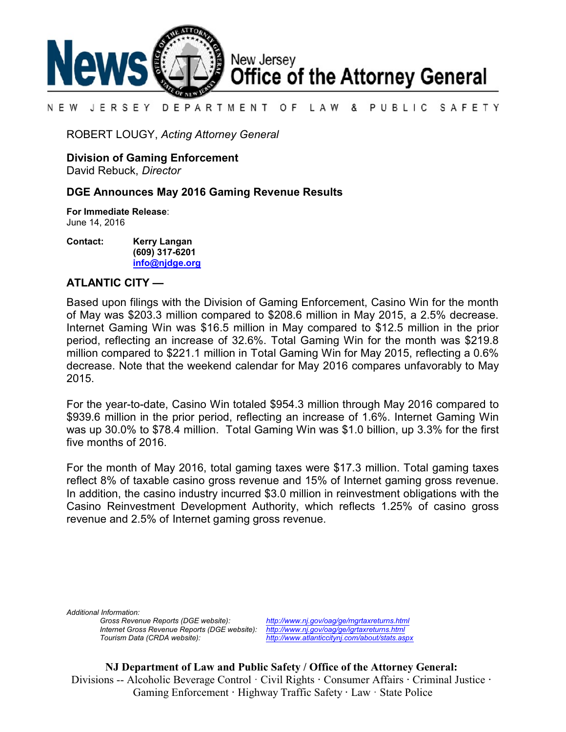# News — New Jersey Office of the Attorney General

NEW JERSEY DEPARTMENT OF LAW & PUBLIC SAFETY

ROBERT LOUGY, *Acting Attorney General*

**Division of Gaming Enforcement**
David Rebuck, *Director*

## DGE Announces May 2016 Gaming Revenue Results

**For Immediate Release**:
June 14, 2016

**Contact:** **Kerry Langan**
**(609) 317-6201**
**info@njdge.org**

### ATLANTIC CITY —

Based upon filings with the Division of Gaming Enforcement, Casino Win for the month of May was $203.3 million compared to $208.6 million in May 2015, a 2.5% decrease. Internet Gaming Win was $16.5 million in May compared to $12.5 million in the prior period, reflecting an increase of 32.6%. Total Gaming Win for the month was $219.8 million compared to $221.1 million in Total Gaming Win for May 2015, reflecting a 0.6% decrease. Note that the weekend calendar for May 2016 compares unfavorably to May 2015.

For the year-to-date, Casino Win totaled $954.3 million through May 2016 compared to $939.6 million in the prior period, reflecting an increase of 1.6%. Internet Gaming Win was up 30.0% to $78.4 million. Total Gaming Win was $1.0 billion, up 3.3% for the first five months of 2016.

For the month of May 2016, total gaming taxes were $17.3 million. Total gaming taxes reflect 8% of taxable casino gross revenue and 15% of Internet gaming gross revenue. In addition, the casino industry incurred $3.0 million in reinvestment obligations with the Casino Reinvestment Development Authority, which reflects 1.25% of casino gross revenue and 2.5% of Internet gaming gross revenue.

*Additional Information:*

| | |
|---|---|
| *Gross Revenue Reports (DGE website):* | *http://www.nj.gov/oag/ge/mgrtaxreturns.html* |
| *Internet Gross Revenue Reports (DGE website):* | *http://www.nj.gov/oag/ge/igrtaxreturns.html* |
| *Tourism Data (CRDA website):* | *http://www.atlanticcitynj.com/about/stats.aspx* |

**NJ Department of Law and Public Safety / Office of the Attorney General:**
Divisions -- Alcoholic Beverage Control · Civil Rights · Consumer Affairs · Criminal Justice · Gaming Enforcement · Highway Traffic Safety · Law · State Police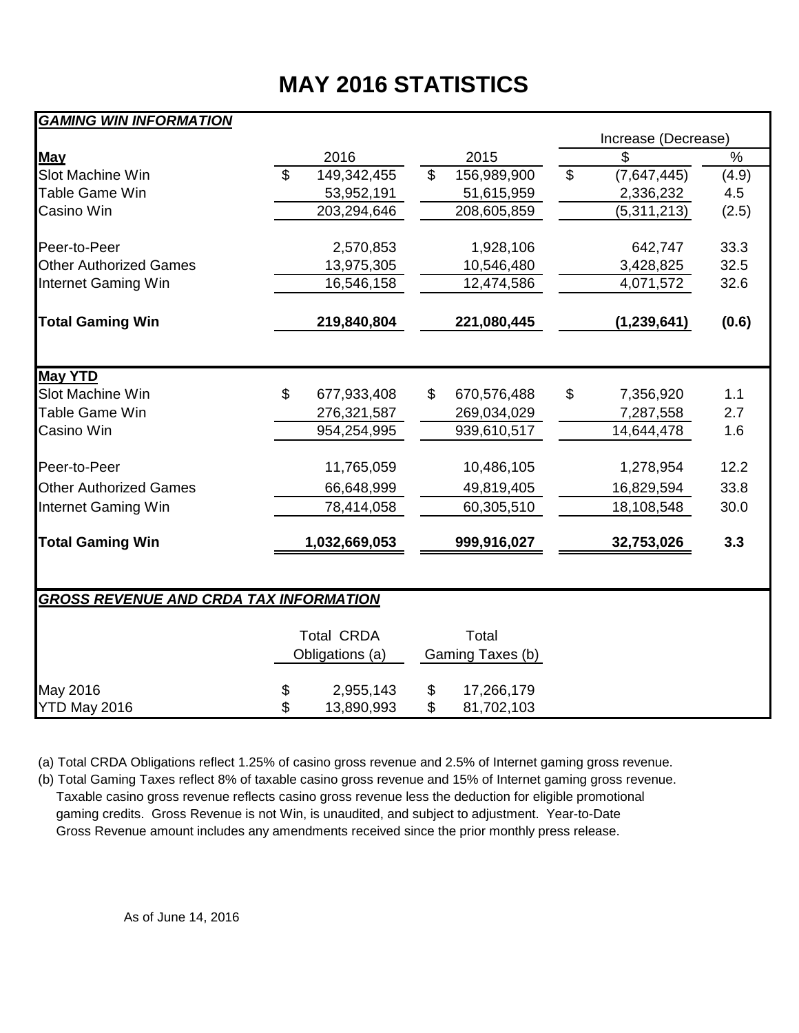# MAY 2016 STATISTICS

***GAMING WIN INFORMATION***

| **May** | 2016 | 2015 | Increase (Decrease) $ | Increase (Decrease) % |
|---|---|---|---|---|
| Slot Machine Win | $ 149,342,455 | $ 156,989,900 | $ (7,647,445) | (4.9) |
| Table Game Win | 53,952,191 | 51,615,959 | 2,336,232 | 4.5 |
| Casino Win | 203,294,646 | 208,605,859 | (5,311,213) | (2.5) |
| Peer-to-Peer | 2,570,853 | 1,928,106 | 642,747 | 33.3 |
| Other Authorized Games | 13,975,305 | 10,546,480 | 3,428,825 | 32.5 |
| Internet Gaming Win | 16,546,158 | 12,474,586 | 4,071,572 | 32.6 |
| **Total Gaming Win** | **219,840,804** | **221,080,445** | **(1,239,641)** | **(0.6)** |

| **May YTD** | 2016 | 2015 | Increase (Decrease) $ | Increase (Decrease) % |
|---|---|---|---|---|
| Slot Machine Win | $ 677,933,408 | $ 670,576,488 | $ 7,356,920 | 1.1 |
| Table Game Win | 276,321,587 | 269,034,029 | 7,287,558 | 2.7 |
| Casino Win | 954,254,995 | 939,610,517 | 14,644,478 | 1.6 |
| Peer-to-Peer | 11,765,059 | 10,486,105 | 1,278,954 | 12.2 |
| Other Authorized Games | 66,648,999 | 49,819,405 | 16,829,594 | 33.8 |
| Internet Gaming Win | 78,414,058 | 60,305,510 | 18,108,548 | 30.0 |
| **Total Gaming Win** | **1,032,669,053** | **999,916,027** | **32,753,026** | **3.3** |

***GROSS REVENUE AND CRDA TAX INFORMATION***

| | Total CRDA Obligations (a) | Total Gaming Taxes (b) |
|---|---|---|
| May 2016 | $ 2,955,143 | $ 17,266,179 |
| YTD May 2016 | $ 13,890,993 | $ 81,702,103 |

(a) Total CRDA Obligations reflect 1.25% of casino gross revenue and 2.5% of Internet gaming gross revenue.

(b) Total Gaming Taxes reflect 8% of taxable casino gross revenue and 15% of Internet gaming gross revenue. Taxable casino gross revenue reflects casino gross revenue less the deduction for eligible promotional gaming credits. Gross Revenue is not Win, is unaudited, and subject to adjustment. Year-to-Date Gross Revenue amount includes any amendments received since the prior monthly press release.

As of June 14, 2016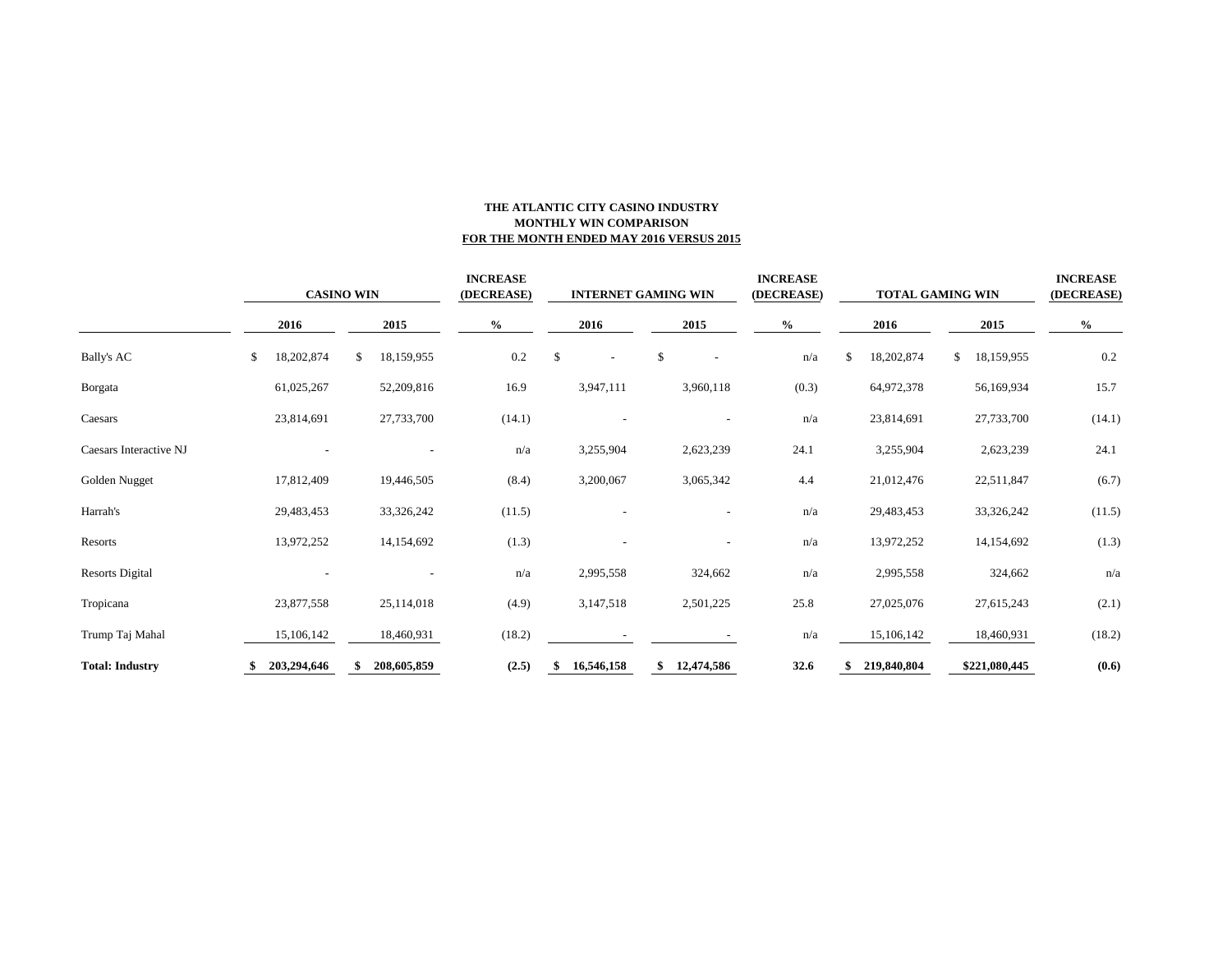**THE ATLANTIC CITY CASINO INDUSTRY**
**MONTHLY WIN COMPARISON**
**FOR THE MONTH ENDED MAY 2016 VERSUS 2015**

| | CASINO WIN | | INCREASE (DECREASE) | INTERNET GAMING WIN | | INCREASE (DECREASE) | TOTAL GAMING WIN | | INCREASE (DECREASE) |
|---|---|---|---|---|---|---|---|---|---|
| | 2016 | 2015 | % | 2016 | 2015 | % | 2016 | 2015 | % |
| Bally's AC | $ 18,202,874 | $ 18,159,955 | 0.2 | $ - | $ - | n/a | $ 18,202,874 | $ 18,159,955 | 0.2 |
| Borgata | 61,025,267 | 52,209,816 | 16.9 | 3,947,111 | 3,960,118 | (0.3) | 64,972,378 | 56,169,934 | 15.7 |
| Caesars | 23,814,691 | 27,733,700 | (14.1) | - | - | n/a | 23,814,691 | 27,733,700 | (14.1) |
| Caesars Interactive NJ | - | - | n/a | 3,255,904 | 2,623,239 | 24.1 | 3,255,904 | 2,623,239 | 24.1 |
| Golden Nugget | 17,812,409 | 19,446,505 | (8.4) | 3,200,067 | 3,065,342 | 4.4 | 21,012,476 | 22,511,847 | (6.7) |
| Harrah's | 29,483,453 | 33,326,242 | (11.5) | - | - | n/a | 29,483,453 | 33,326,242 | (11.5) |
| Resorts | 13,972,252 | 14,154,692 | (1.3) | - | - | n/a | 13,972,252 | 14,154,692 | (1.3) |
| Resorts Digital | - | - | n/a | 2,995,558 | 324,662 | n/a | 2,995,558 | 324,662 | n/a |
| Tropicana | 23,877,558 | 25,114,018 | (4.9) | 3,147,518 | 2,501,225 | 25.8 | 27,025,076 | 27,615,243 | (2.1) |
| Trump Taj Mahal | 15,106,142 | 18,460,931 | (18.2) | - | - | n/a | 15,106,142 | 18,460,931 | (18.2) |
| **Total: Industry** | **$ 203,294,646** | **$ 208,605,859** | **(2.5)** | **$ 16,546,158** | **$ 12,474,586** | **32.6** | **$ 219,840,804** | **$221,080,445** | **(0.6)** |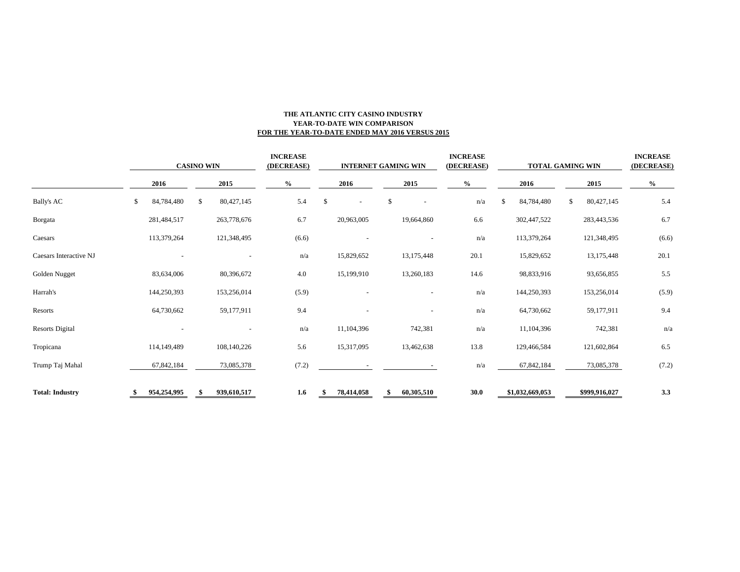**THE ATLANTIC CITY CASINO INDUSTRY**
**YEAR-TO-DATE WIN COMPARISON**
**FOR THE YEAR-TO-DATE ENDED MAY 2016 VERSUS 2015**

| | CASINO WIN | | INCREASE (DECREASE) | INTERNET GAMING WIN | | INCREASE (DECREASE) | TOTAL GAMING WIN | | INCREASE (DECREASE) |
|---|---|---|---|---|---|---|---|---|---|
| | 2016 | 2015 | % | 2016 | 2015 | % | 2016 | 2015 | % |
| Bally's AC | $ 84,784,480 | $ 80,427,145 | 5.4 | $ - | $ - | n/a | $ 84,784,480 | $ 80,427,145 | 5.4 |
| Borgata | 281,484,517 | 263,778,676 | 6.7 | 20,963,005 | 19,664,860 | 6.6 | 302,447,522 | 283,443,536 | 6.7 |
| Caesars | 113,379,264 | 121,348,495 | (6.6) | - | - | n/a | 113,379,264 | 121,348,495 | (6.6) |
| Caesars Interactive NJ | - | - | n/a | 15,829,652 | 13,175,448 | 20.1 | 15,829,652 | 13,175,448 | 20.1 |
| Golden Nugget | 83,634,006 | 80,396,672 | 4.0 | 15,199,910 | 13,260,183 | 14.6 | 98,833,916 | 93,656,855 | 5.5 |
| Harrah's | 144,250,393 | 153,256,014 | (5.9) | - | - | n/a | 144,250,393 | 153,256,014 | (5.9) |
| Resorts | 64,730,662 | 59,177,911 | 9.4 | - | - | n/a | 64,730,662 | 59,177,911 | 9.4 |
| Resorts Digital | - | - | n/a | 11,104,396 | 742,381 | n/a | 11,104,396 | 742,381 | n/a |
| Tropicana | 114,149,489 | 108,140,226 | 5.6 | 15,317,095 | 13,462,638 | 13.8 | 129,466,584 | 121,602,864 | 6.5 |
| Trump Taj Mahal | 67,842,184 | 73,085,378 | (7.2) | - | - | n/a | 67,842,184 | 73,085,378 | (7.2) |
| **Total: Industry** | **$ 954,254,995** | **$ 939,610,517** | **1.6** | **$ 78,414,058** | **$ 60,305,510** | **30.0** | **$1,032,669,053** | **$999,916,027** | **3.3** |